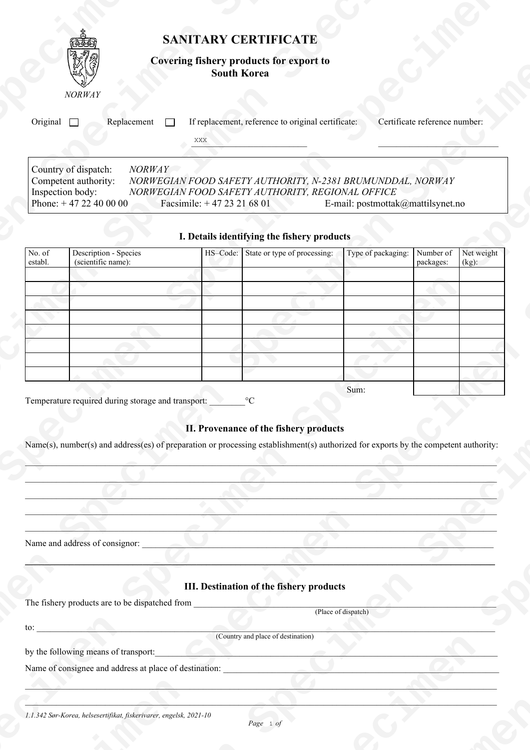NORWAY

# SANITARY CERTIFICATE

## Covering fishery products for export to South Korea

Original ☐ Replacement ☐ If replacement, reference to original certificate: xxx ______________ Certificate reference number: ______________

Country of dispatch: *NORWAY*
Competent authority: *NORWEGIAN FOOD SAFETY AUTHORITY, N-2381 BRUMUNDDAL, NORWAY*
Inspection body: *NORWEGIAN FOOD SAFETY AUTHORITY, REGIONAL OFFICE*
Phone: + 47 22 40 00 00 Facsimile: + 47 23 21 68 01 E-mail: postmottak@mattilsynet.no

### I. Details identifying the fishery products

| No. of establ. | Description - Species (scientific name): | HS–Code: | State or type of processing: | Type of packaging: | Number of packages: | Net weight (kg): |
|---|---|---|---|---|---|---|
| | | | | | | |
| | | | | | | |
| | | | | | | |
| | | | | | | |
| | | | | | | |
| | | | | | | |
| | | | | | | |
| | | | | | | |
| | | | | Sum: | | |

Temperature required during storage and transport: ________°C

### II. Provenance of the fishery products

Name(s), number(s) and address(es) of preparation or processing establishment(s) authorized for exports by the competent authority:

______________________________________________________________________________

______________________________________________________________________________

______________________________________________________________________________

______________________________________________________________________________

______________________________________________________________________________

Name and address of consignor: ______________________________________________________________________________

______________________________________________________________________________

### III. Destination of the fishery products

The fishery products are to be dispatched from ______________________________________________
(Place of dispatch)

to: ______________________________________________
(Country and place of destination)

by the following means of transport: ______________________________________________

Name of consignee and address at place of destination: ______________________________________________

______________________________________________________________________________

______________________________________________________________________________

*1.1.342 Sør-Korea, helsesertifikat, fiskerivarer, engelsk, 2021-10*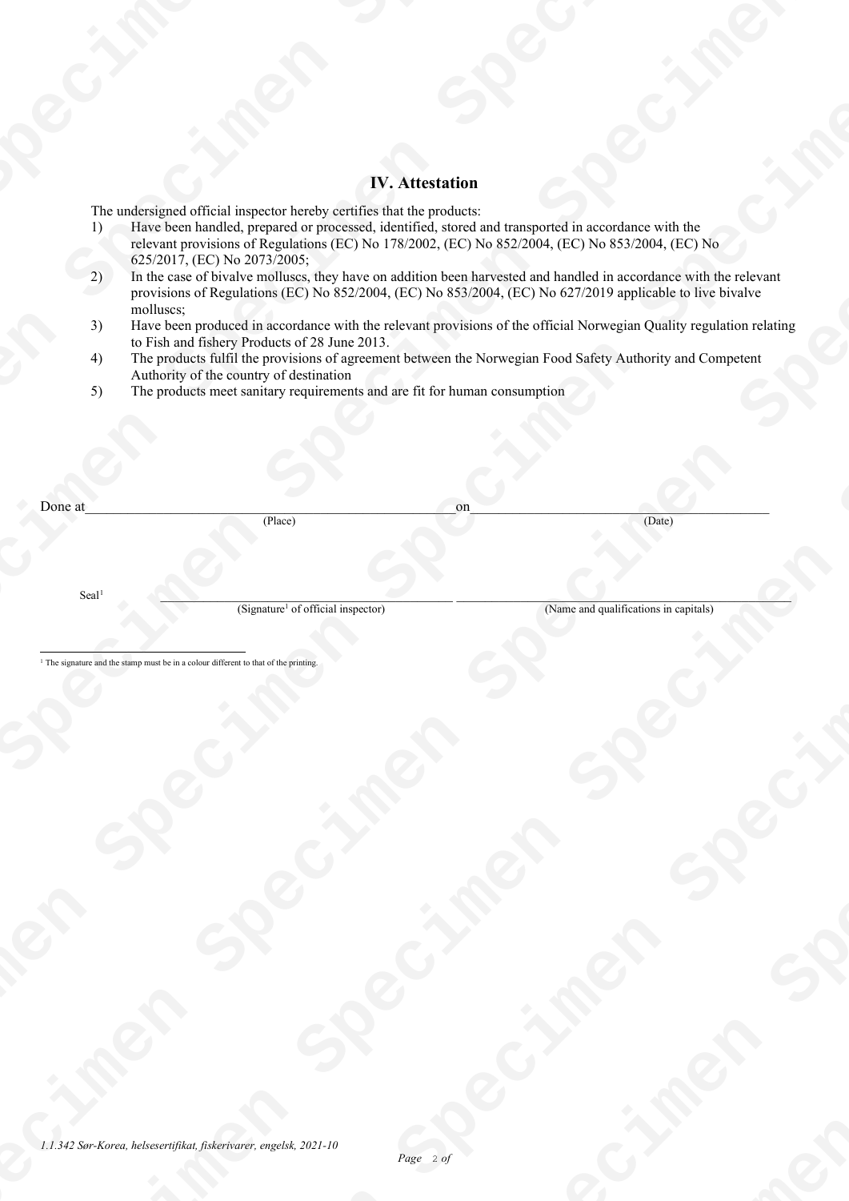## IV. Attestation

The undersigned official inspector hereby certifies that the products:

1) Have been handled, prepared or processed, identified, stored and transported in accordance with the relevant provisions of Regulations (EC) No 178/2002, (EC) No 852/2004, (EC) No 853/2004, (EC) No 625/2017, (EC) No 2073/2005;
2) In the case of bivalve molluscs, they have on addition been harvested and handled in accordance with the relevant provisions of Regulations (EC) No 852/2004, (EC) No 853/2004, (EC) No 627/2019 applicable to live bivalve molluscs;
3) Have been produced in accordance with the relevant provisions of the official Norwegian Quality regulation relating to Fish and fishery Products of 28 June 2013.
4) The products fulfil the provisions of agreement between the Norwegian Food Safety Authority and Competent Authority of the country of destination
5) The products meet sanitary requirements and are fit for human consumption

Done at\_\_\_\_\_\_\_\_\_\_\_\_\_\_\_\_\_\_\_\_\_\_\_\_\_\_\_\_\_\_\_\_\_\_\_\_\_\_\_\_ on \_\_\_\_\_\_\_\_\_\_\_\_\_\_\_\_\_\_\_\_\_\_\_\_\_\_\_\_\_\_\_\_\_\_\_\_\_\_\_\_
(Place) (Date)

Seal[1] \_\_\_\_\_\_\_\_\_\_\_\_\_\_\_\_\_\_\_\_\_\_\_\_\_\_\_\_\_\_\_\_\_\_\_\_\_\_\_\_ \_\_\_\_\_\_\_\_\_\_\_\_\_\_\_\_\_\_\_\_\_\_\_\_\_\_\_\_\_\_\_\_\_\_\_\_\_\_\_\_
(Signature[1] of official inspector) (Name and qualifications in capitals)

[1] The signature and the stamp must be in a colour different to that of the printing.

*1.1.342 Sør-Korea, helsesertifikat, fiskerivarer, engelsk, 2021-10*